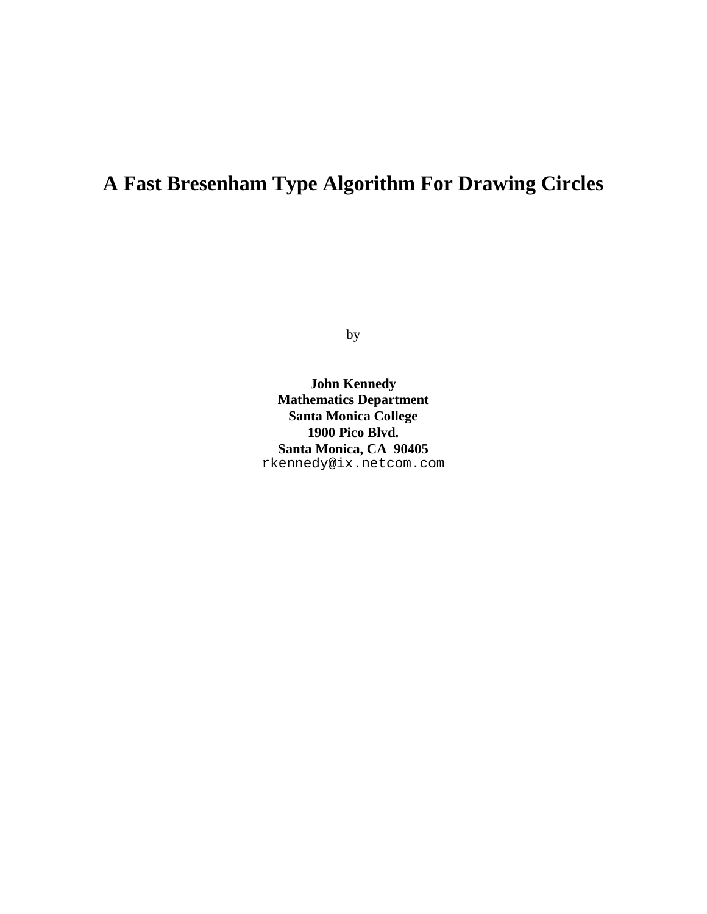# A Fast Bresenham Type Algorithm For Drawing Circles

by

**John Kennedy**
**Mathematics Department**
**Santa Monica College**
**1900 Pico Blvd.**
**Santa Monica, CA 90405**
rkennedy@ix.netcom.com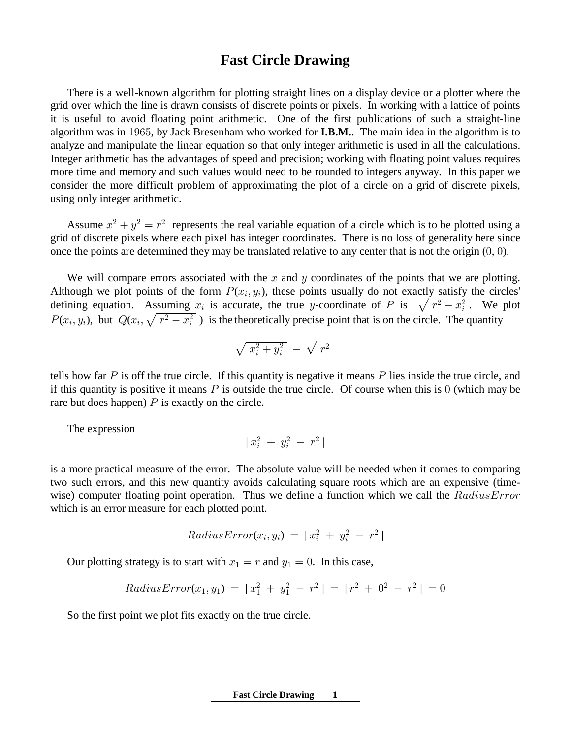# Fast Circle Drawing

There is a well-known algorithm for plotting straight lines on a display device or a plotter where the grid over which the line is drawn consists of discrete points or pixels. In working with a lattice of points it is useful to avoid floating point arithmetic. One of the first publications of such a straight-line algorithm was in $1965$, by Jack Bresenham who worked for **I.B.M.**. The main idea in the algorithm is to analyze and manipulate the linear equation so that only integer arithmetic is used in all the calculations. Integer arithmetic has the advantages of speed and precision; working with floating point values requires more time and memory and such values would need to be rounded to integers anyway. In this paper we consider the more difficult problem of approximating the plot of a circle on a grid of discrete pixels, using only integer arithmetic.

Assume $x^2 + y^2 = r^2$ represents the real variable equation of a circle which is to be plotted using a grid of discrete pixels where each pixel has integer coordinates. There is no loss of generality here since once the points are determined they may be translated relative to any center that is not the origin $(0, 0)$.

We will compare errors associated with the $x$ and $y$ coordinates of the points that we are plotting. Although we plot points of the form $P(x_i, y_i)$, these points usually do not exactly satisfy the circles' defining equation. Assuming $x_i$ is accurate, the true $y$-coordinate of $P$ is $\sqrt{r^2 - x_i^2}$. We plot $P(x_i, y_i)$, but $Q(x_i, \sqrt{r^2 - x_i^2}\,)$ is the theoretically precise point that is on the circle. The quantity

$$\sqrt{x_i^2 + y_i^2} \; - \; \sqrt{r^2}$$

tells how far $P$ is off the true circle. If this quantity is negative it means $P$ lies inside the true circle, and if this quantity is positive it means $P$ is outside the true circle. Of course when this is $0$ (which may be rare but does happen) $P$ is exactly on the circle.

The expression

$$|\, x_i^2 \, + \, y_i^2 \, - \, r^2 \,|$$

is a more practical measure of the error. The absolute value will be needed when it comes to comparing two such errors, and this new quantity avoids calculating square roots which are an expensive (time-wise) computer floating point operation. Thus we define a function which we call the $RadiusError$ which is an error measure for each plotted point.

$$RadiusError(x_i, y_i) \, = \, |\, x_i^2 \, + \, y_i^2 \, - \, r^2 \,|$$

Our plotting strategy is to start with $x_1 = r$ and $y_1 = 0$. In this case,

$$RadiusError(x_1, y_1) \, = \, |\, x_1^2 \, + \, y_1^2 \, - \, r^2 \,| \, = \, |\, r^2 \, + \, 0^2 \, - \, r^2 \,| \, = 0$$

So the first point we plot fits exactly on the true circle.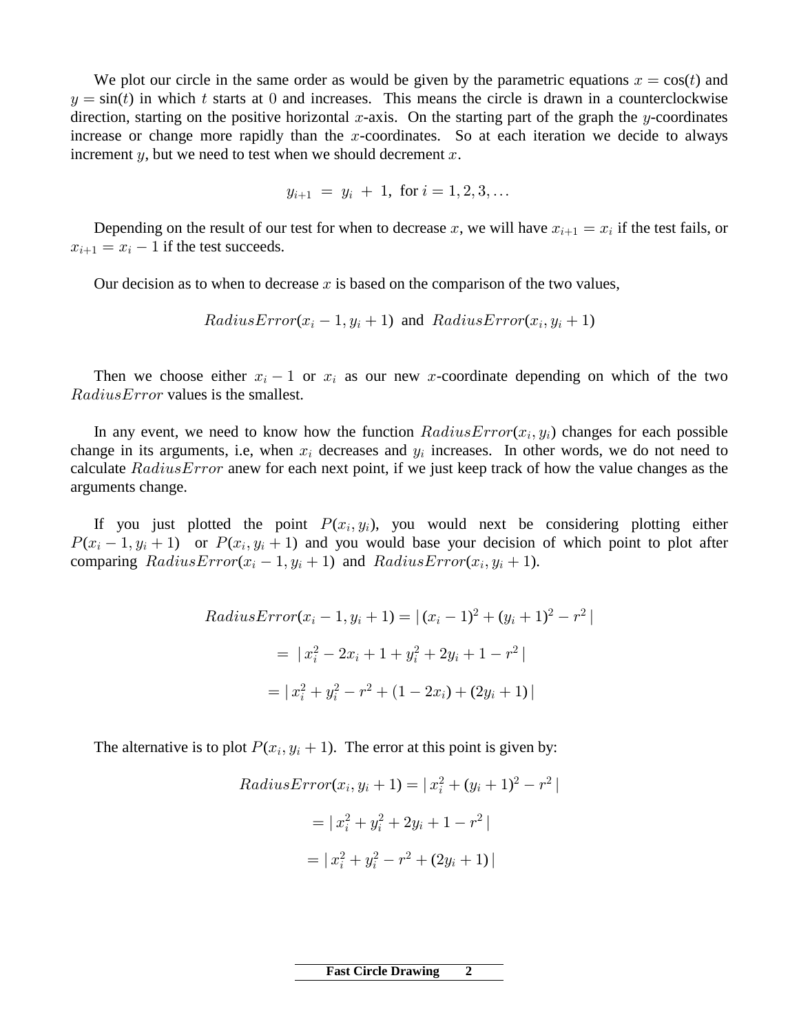We plot our circle in the same order as would be given by the parametric equations $x = \cos(t)$ and $y = \sin(t)$ in which $t$ starts at $0$ and increases. This means the circle is drawn in a counterclockwise direction, starting on the positive horizontal $x$-axis. On the starting part of the graph the $y$-coordinates increase or change more rapidly than the $x$-coordinates. So at each iteration we decide to always increment $y$, but we need to test when we should decrement $x$.

$$y_{i+1} \;=\; y_i \;+\; 1,\;\text{ for } i = 1, 2, 3, \ldots$$

Depending on the result of our test for when to decrease $x$, we will have $x_{i+1} = x_i$ if the test fails, or $x_{i+1} = x_i - 1$ if the test succeeds.

Our decision as to when to decrease $x$ is based on the comparison of the two values,

$$RadiusError(x_i - 1, y_i + 1) \;\text{ and }\; RadiusError(x_i, y_i + 1)$$

Then we choose either $x_i - 1$ or $x_i$ as our new $x$-coordinate depending on which of the two $RadiusError$ values is the smallest.

In any event, we need to know how the function $RadiusError(x_i, y_i)$ changes for each possible change in its arguments, i.e, when $x_i$ decreases and $y_i$ increases. In other words, we do not need to calculate $RadiusError$ anew for each next point, if we just keep track of how the value changes as the arguments change.

If you just plotted the point $P(x_i, y_i)$, you would next be considering plotting either $P(x_i - 1, y_i + 1)$ or $P(x_i, y_i + 1)$ and you would base your decision of which point to plot after comparing $RadiusError(x_i - 1, y_i + 1)$ and $RadiusError(x_i, y_i + 1)$.

$$RadiusError(x_i - 1, y_i + 1) = |\,(x_i - 1)^2 + (y_i + 1)^2 - r^2\,|$$

$$= \;|\,x_i^2 - 2x_i + 1 + y_i^2 + 2y_i + 1 - r^2\,|$$

$$= |\,x_i^2 + y_i^2 - r^2 + (1 - 2x_i) + (2y_i + 1)\,|$$

The alternative is to plot $P(x_i, y_i + 1)$. The error at this point is given by:

$$RadiusError(x_i, y_i + 1) = |\,x_i^2 + (y_i + 1)^2 - r^2\,|$$

$$= |\,x_i^2 + y_i^2 + 2y_i + 1 - r^2\,|$$

$$= |\,x_i^2 + y_i^2 - r^2 + (2y_i + 1)\,|$$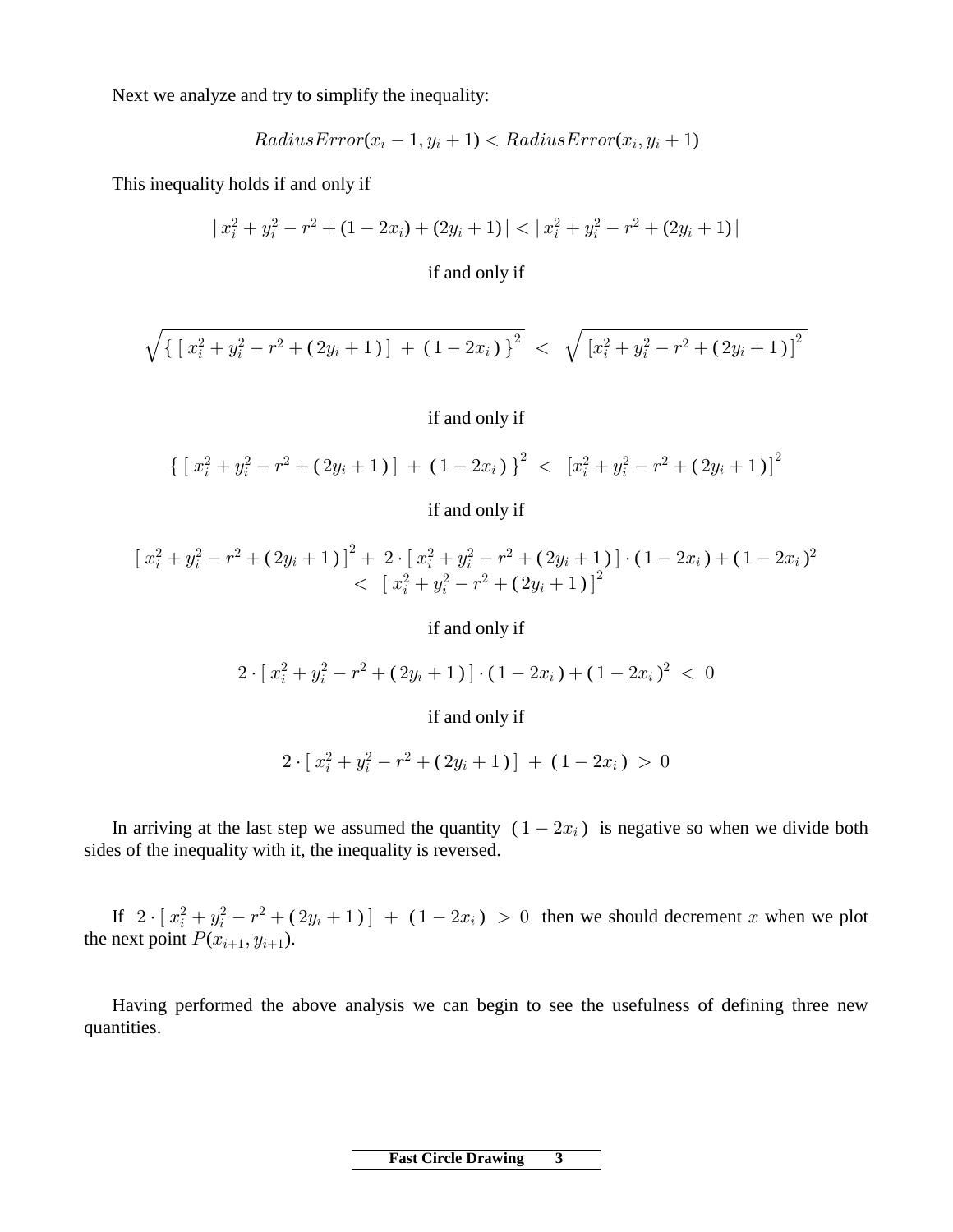Next we analyze and try to simplify the inequality:

$$RadiusError(x_i - 1, y_i + 1) < RadiusError(x_i, y_i + 1)$$

This inequality holds if and only if

$$|\, x_i^2 + y_i^2 - r^2 + (1 - 2x_i) + (2y_i + 1) \,| < |\, x_i^2 + y_i^2 - r^2 + (2y_i + 1) \,|$$

if and only if

$$\sqrt{\{\,[\, x_i^2 + y_i^2 - r^2 + (\, 2y_i + 1\,)\,] \;+\; (\, 1 - 2x_i\,)\,\}^2} \;<\; \sqrt{\,[x_i^2 + y_i^2 - r^2 + (\, 2y_i + 1\,)]^2}$$

if and only if

$$\{\,[\, x_i^2 + y_i^2 - r^2 + (\, 2y_i + 1\,)\,] \;+\; (\, 1 - 2x_i\,)\,\}^2 \;<\; [x_i^2 + y_i^2 - r^2 + (\, 2y_i + 1\,)]^2$$

if and only if

$$[\, x_i^2 + y_i^2 - r^2 + (\, 2y_i + 1\,)\,]^2 + \; 2 \cdot [\, x_i^2 + y_i^2 - r^2 + (\, 2y_i + 1\,)\,] \cdot (\, 1 - 2x_i\,) + (\, 1 - 2x_i\,)^2 \\ <\; [\, x_i^2 + y_i^2 - r^2 + (\, 2y_i + 1\,)\,]^2$$

if and only if

$$2 \cdot [\, x_i^2 + y_i^2 - r^2 + (\, 2y_i + 1\,)\,] \cdot (\, 1 - 2x_i\,) + (\, 1 - 2x_i\,)^2 \;<\; 0$$

if and only if

$$2 \cdot [\, x_i^2 + y_i^2 - r^2 + (\, 2y_i + 1\,)\,] \;+\; (\, 1 - 2x_i\,) \;>\; 0$$

In arriving at the last step we assumed the quantity $(\, 1 - 2x_i\,)$ is negative so when we divide both sides of the inequality with it, the inequality is reversed.

If $2 \cdot [\, x_i^2 + y_i^2 - r^2 + (\, 2y_i + 1\,)\,] \;+\; (\, 1 - 2x_i\,) \;>\; 0$ then we should decrement $x$ when we plot the next point $P(x_{i+1}, y_{i+1})$.

Having performed the above analysis we can begin to see the usefulness of defining three new quantities.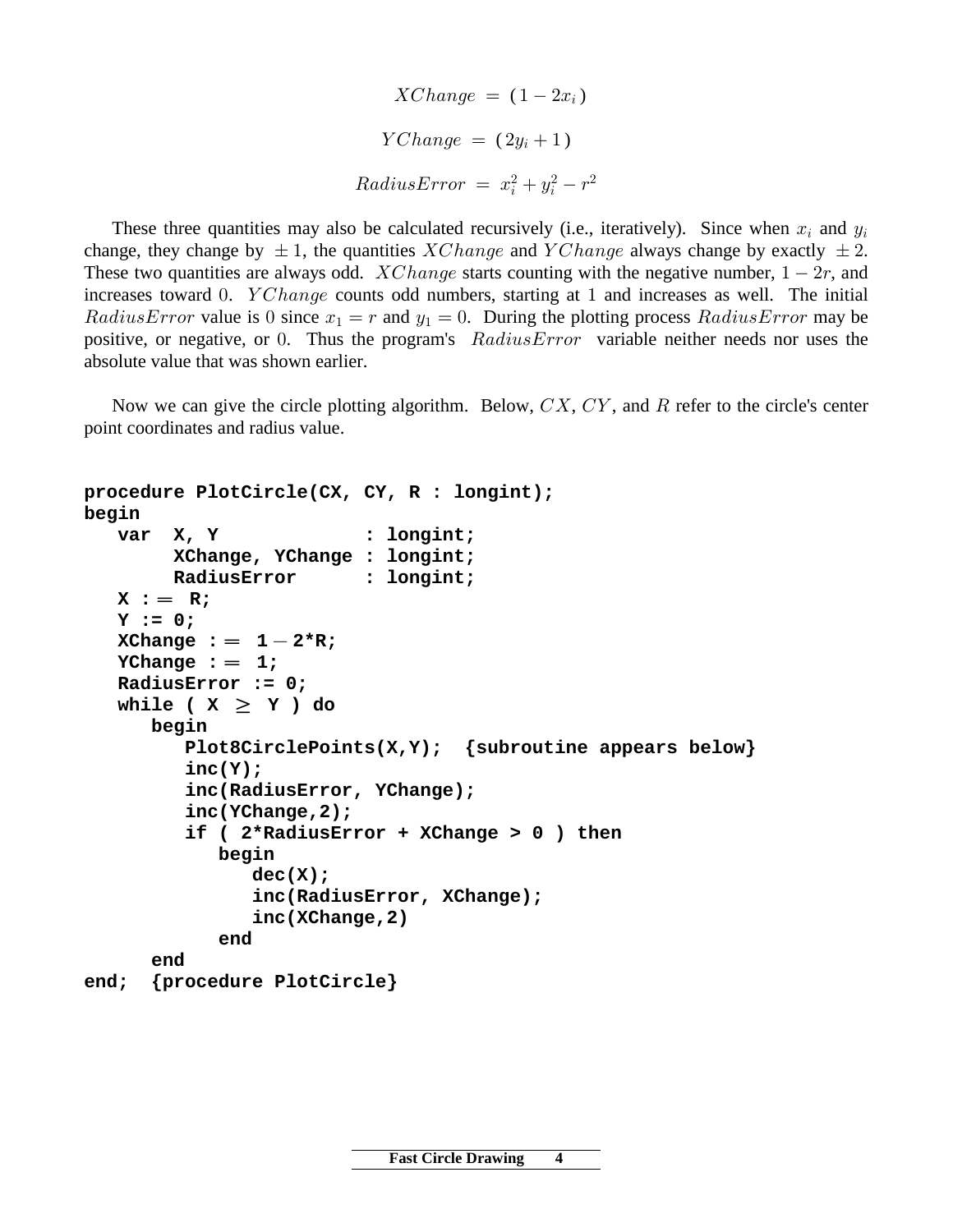$$XChange = (1 - 2x_i)$$

$$YChange = (2y_i + 1)$$

$$RadiusError = x_i^2 + y_i^2 - r^2$$

These three quantities may also be calculated recursively (i.e., iteratively). Since when $x_i$ and $y_i$ change, they change by $\pm 1$, the quantities $XChange$ and $YChange$ always change by exactly $\pm 2$. These two quantities are always odd. $XChange$ starts counting with the negative number, $1 - 2r$, and increases toward $0$. $YChange$ counts odd numbers, starting at $1$ and increases as well. The initial $RadiusError$ value is $0$ since $x_1 = r$ and $y_1 = 0$. During the plotting process $RadiusError$ may be positive, or negative, or $0$. Thus the program's $RadiusError$ variable neither needs nor uses the absolute value that was shown earlier.

Now we can give the circle plotting algorithm. Below, $CX$, $CY$, and $R$ refer to the circle's center point coordinates and radius value.

```
procedure PlotCircle(CX, CY, R : longint);
begin
   var  X, Y             : longint;
        XChange, YChange : longint;
        RadiusError      : longint;
   X := R;
   Y := 0;
   XChange := 1 - 2*R;
   YChange := 1;
   RadiusError := 0;
   while ( X >= Y ) do
      begin
         Plot8CirclePoints(X,Y);  {subroutine appears below}
         inc(Y);
         inc(RadiusError, YChange);
         inc(YChange,2);
         if ( 2*RadiusError + XChange > 0 ) then
            begin
               dec(X);
               inc(RadiusError, XChange);
               inc(XChange,2)
            end
      end
end;  {procedure PlotCircle}
```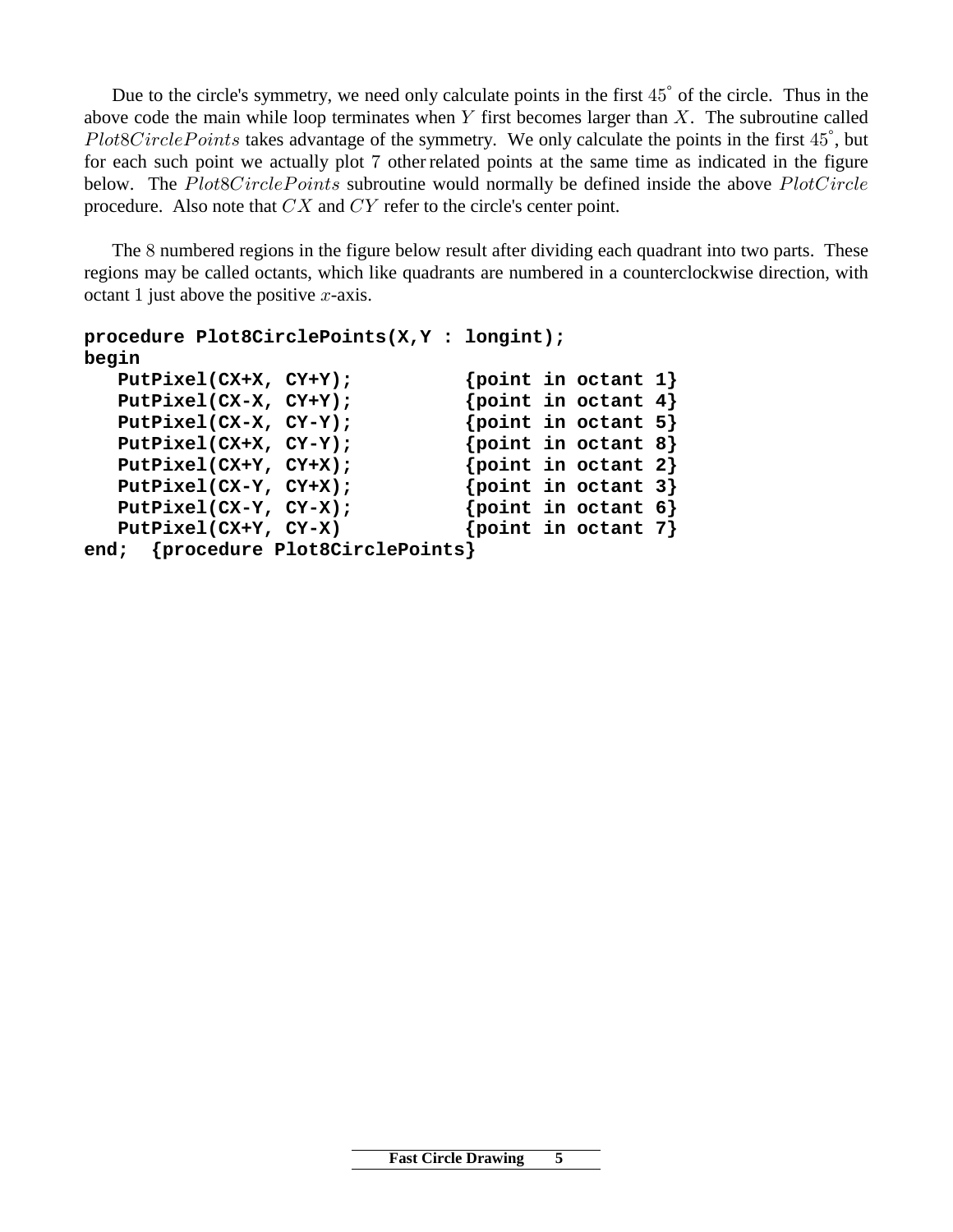Due to the circle's symmetry, we need only calculate points in the first $45^{\circ}$ of the circle. Thus in the above code the main while loop terminates when $Y$ first becomes larger than $X$. The subroutine called $Plot8CirclePoints$ takes advantage of the symmetry. We only calculate the points in the first $45^{\circ}$, but for each such point we actually plot $7$ other related points at the same time as indicated in the figure below. The $Plot8CirclePoints$ subroutine would normally be defined inside the above $PlotCircle$ procedure. Also note that $CX$ and $CY$ refer to the circle's center point.

The $8$ numbered regions in the figure below result after dividing each quadrant into two parts. These regions may be called octants, which like quadrants are numbered in a counterclockwise direction, with octant 1 just above the positive $x$-axis.

```
procedure Plot8CirclePoints(X,Y : longint);
begin
   PutPixel(CX+X, CY+Y);          {point in octant 1}
   PutPixel(CX-X, CY+Y);          {point in octant 4}
   PutPixel(CX-X, CY-Y);          {point in octant 5}
   PutPixel(CX+X, CY-Y);          {point in octant 8}
   PutPixel(CX+Y, CY+X);          {point in octant 2}
   PutPixel(CX-Y, CY+X);          {point in octant 3}
   PutPixel(CX-Y, CY-X);          {point in octant 6}
   PutPixel(CX+Y, CY-X)           {point in octant 7}
end;  {procedure Plot8CirclePoints}
```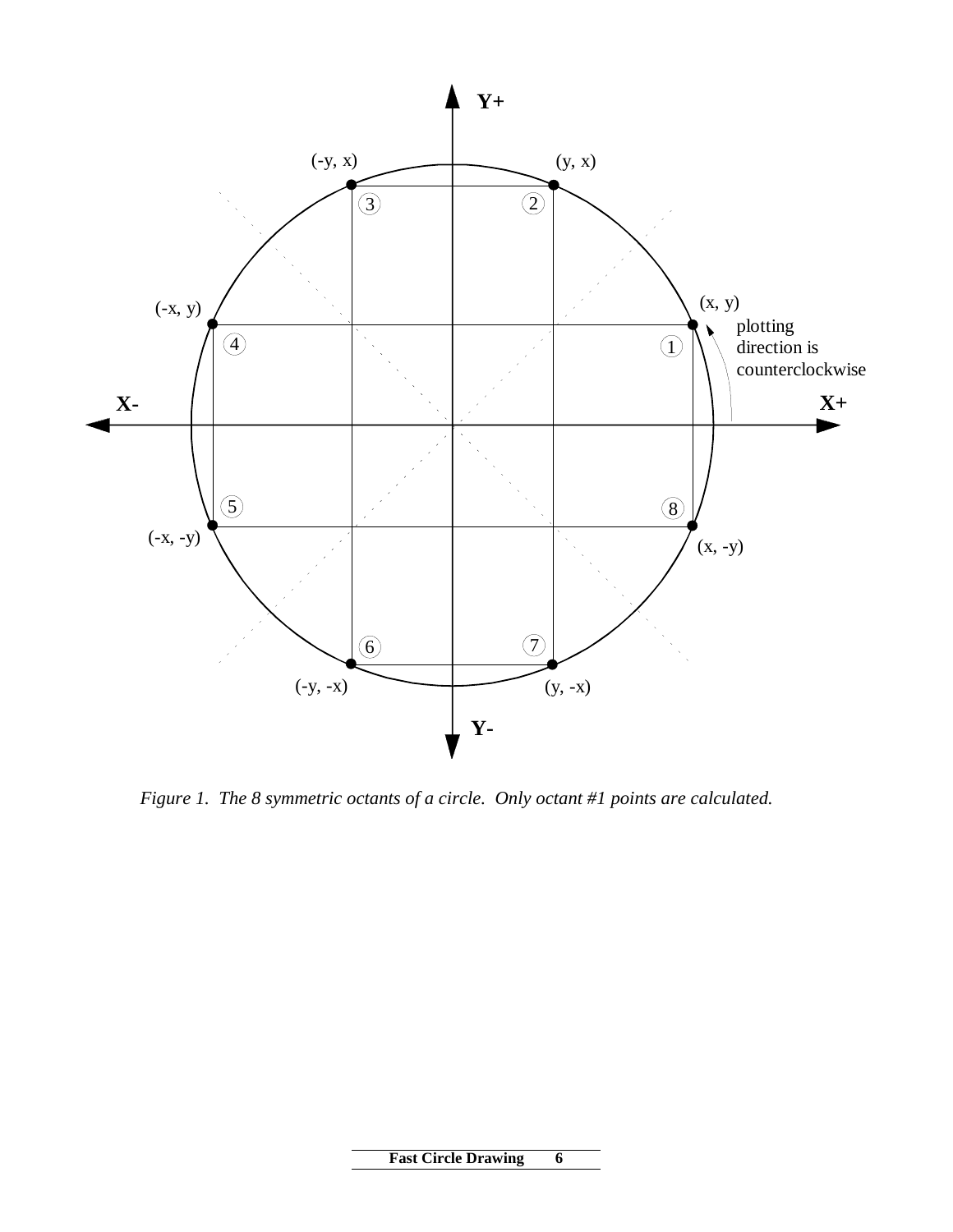*Figure 1. The 8 symmetric octants of a circle. Only octant #1 points are calculated.*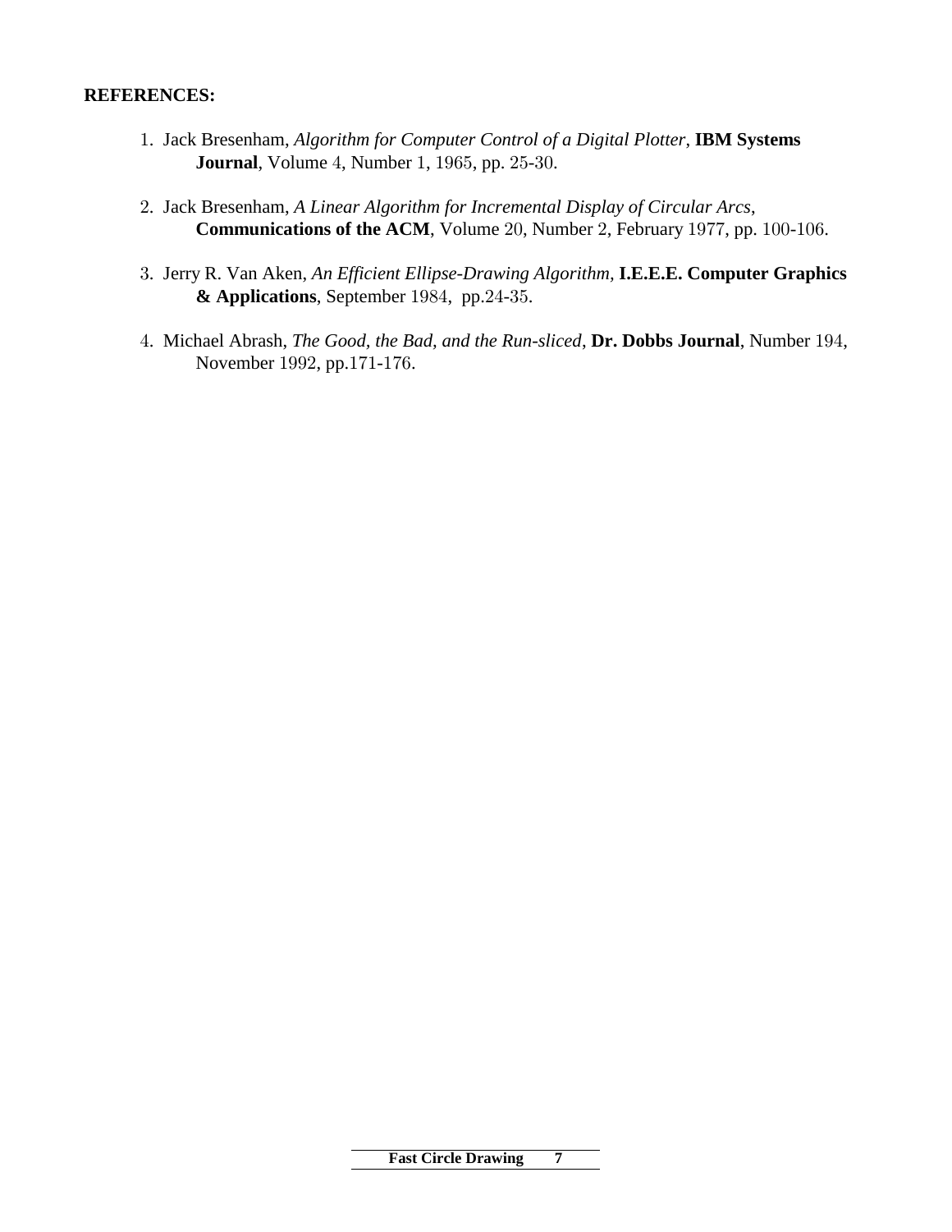**REFERENCES:**

1. Jack Bresenham, *Algorithm for Computer Control of a Digital Plotter*, **IBM Systems Journal**, Volume 4, Number 1, 1965, pp. 25-30.

2. Jack Bresenham, *A Linear Algorithm for Incremental Display of Circular Arcs*, **Communications of the ACM**, Volume 20, Number 2, February 1977, pp. 100-106.

3. Jerry R. Van Aken, *An Efficient Ellipse-Drawing Algorithm,* **I.E.E.E. Computer Graphics & Applications**, September 1984, pp.24-35.

4. Michael Abrash, *The Good, the Bad, and the Run-sliced*, **Dr. Dobbs Journal**, Number 194, November 1992, pp.171-176.